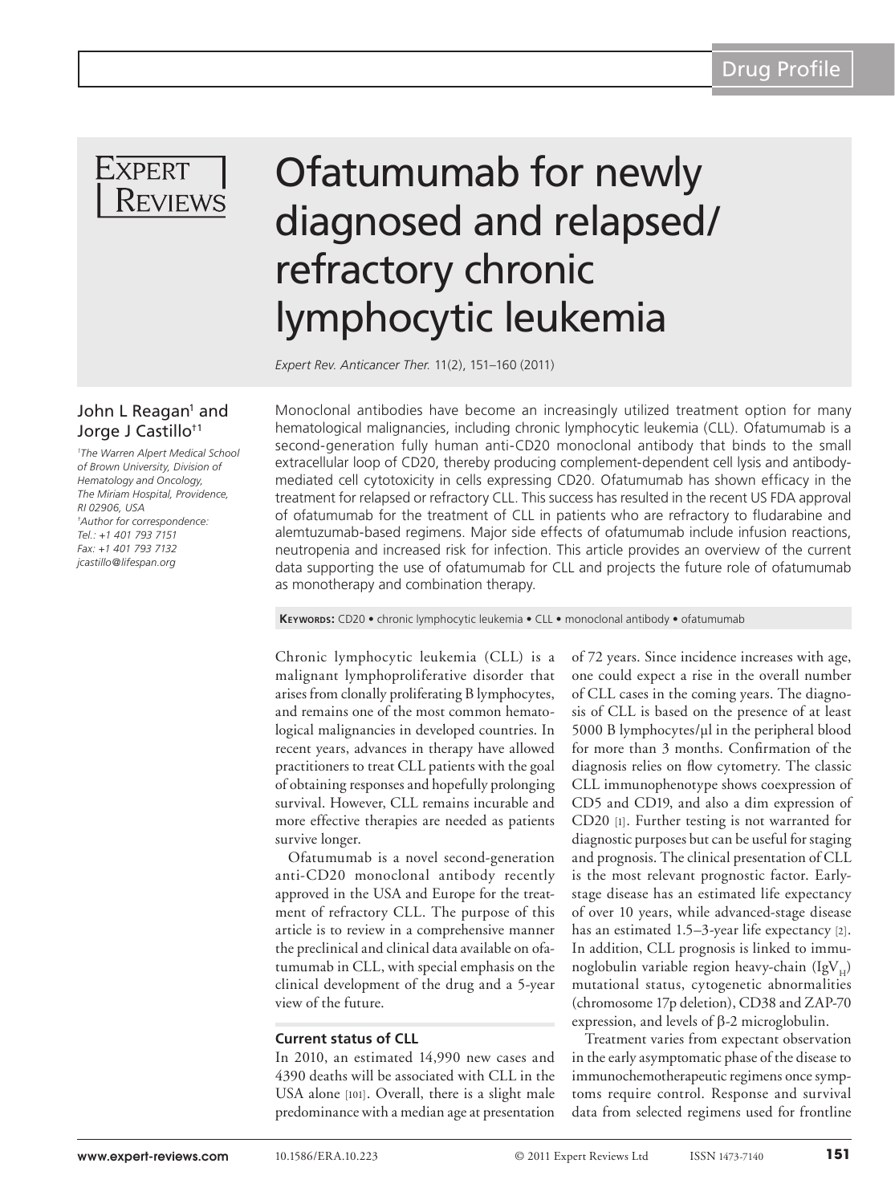Drug Profile

# Ofatumumab for newly diagnosed and relapsed/refractory chronic lymphocytic leukemia

*Expert Rev. Anticancer Ther.* 11(2), 151–160 (2011)

John L Reagan[1] and Jorge J Castillo[†1]

[1]*The Warren Alpert Medical School of Brown University, Division of Hematology and Oncology, The Miriam Hospital, Providence, RI 02906, USA*
[†]*Author for correspondence:*
*Tel.: +1 401 793 7151*
*Fax: +1 401 793 7132*
*jcastillo@lifespan.org*

Monoclonal antibodies have become an increasingly utilized treatment option for many hematological malignancies, including chronic lymphocytic leukemia (CLL). Ofatumumab is a second-generation fully human anti-CD20 monoclonal antibody that binds to the small extracellular loop of CD20, thereby producing complement-dependent cell lysis and antibody-mediated cell cytotoxicity in cells expressing CD20. Ofatumumab has shown efficacy in the treatment for relapsed or refractory CLL. This success has resulted in the recent US FDA approval of ofatumumab for the treatment of CLL in patients who are refractory to fludarabine and alemtuzumab-based regimens. Major side effects of ofatumumab include infusion reactions, neutropenia and increased risk for infection. This article provides an overview of the current data supporting the use of ofatumumab for CLL and projects the future role of ofatumumab as monotherapy and combination therapy.

**Keywords:** CD20 • chronic lymphocytic leukemia • CLL • monoclonal antibody • ofatumumab

Chronic lymphocytic leukemia (CLL) is a malignant lymphoproliferative disorder that arises from clonally proliferating B lymphocytes, and remains one of the most common hematological malignancies in developed countries. In recent years, advances in therapy have allowed practitioners to treat CLL patients with the goal of obtaining responses and hopefully prolonging survival. However, CLL remains incurable and more effective therapies are needed as patients survive longer.

Ofatumumab is a novel second-generation anti-CD20 monoclonal antibody recently approved in the USA and Europe for the treatment of refractory CLL. The purpose of this article is to review in a comprehensive manner the preclinical and clinical data available on ofatumumab in CLL, with special emphasis on the clinical development of the drug and a 5-year view of the future.

### Current status of CLL

In 2010, an estimated 14,990 new cases and 4390 deaths will be associated with CLL in the USA alone [101]. Overall, there is a slight male predominance with a median age at presentation of 72 years. Since incidence increases with age, one could expect a rise in the overall number of CLL cases in the coming years. The diagnosis of CLL is based on the presence of at least 5000 B lymphocytes/μl in the peripheral blood for more than 3 months. Confirmation of the diagnosis relies on flow cytometry. The classic CLL immunophenotype shows coexpression of CD5 and CD19, and also a dim expression of CD20 [1]. Further testing is not warranted for diagnostic purposes but can be useful for staging and prognosis. The clinical presentation of CLL is the most relevant prognostic factor. Early-stage disease has an estimated life expectancy of over 10 years, while advanced-stage disease has an estimated 1.5–3-year life expectancy [2]. In addition, CLL prognosis is linked to immunoglobulin variable region heavy-chain ($IgV_H$) mutational status, cytogenetic abnormalities (chromosome 17p deletion), CD38 and ZAP-70 expression, and levels of β-2 microglobulin.

Treatment varies from expectant observation in the early asymptomatic phase of the disease to immunochemotherapeutic regimens once symptoms require control. Response and survival data from selected regimens used for frontline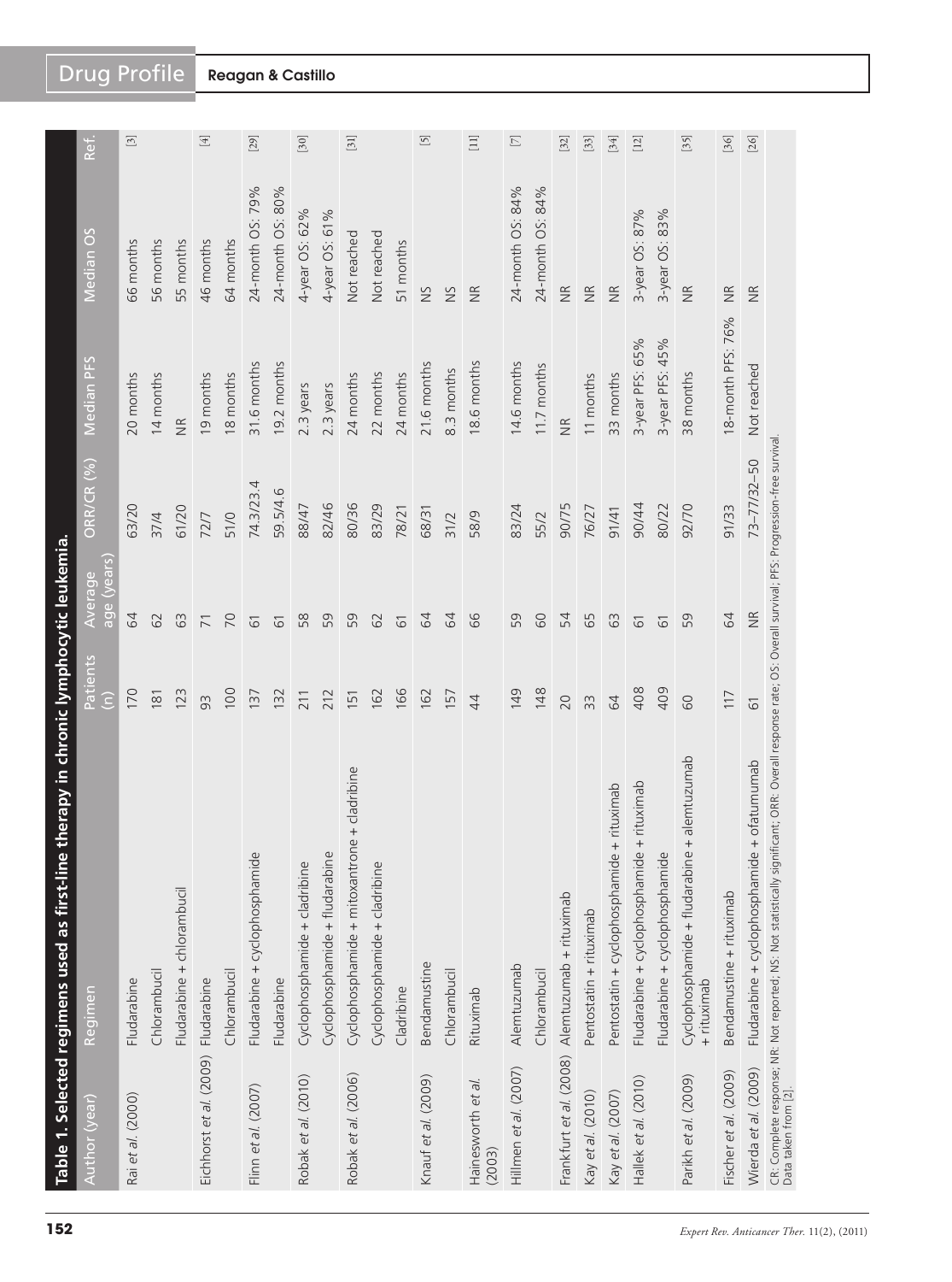**Table 1. Selected regimens used as first-line therapy in chronic lymphocytic leukemia.**

| Author (year) | Regimen | Patients (n) | Average age (years) | ORR/CR (%) | Median PFS | Median OS | Ref. |
|---|---|---|---|---|---|---|---|
| Rai *et al.* (2000) | Fludarabine | 170 | 64 | 63/20 | 20 months | 66 months | [3] |
| | Chlorambucil | 181 | 62 | 37/4 | 14 months | 56 months | |
| | Fludarabine + chlorambucil | 123 | 63 | 61/20 | NR | 55 months | |
| Eichhorst *et al.* (2009) | Fludarabine | 93 | 71 | 72/7 | 19 months | 46 months | [4] |
| | Chlorambucil | 100 | 70 | 51/0 | 18 months | 64 months | |
| Flinn *et al.* (2007) | Fludarabine + cyclophosphamide | 137 | 61 | 74.3/23.4 | 31.6 months | 24-month OS: 79% | [29] |
| | Fludarabine | 132 | 61 | 59.5/4.6 | 19.2 months | 24-month OS: 80% | |
| Robak *et al.* (2010) | Cyclophosphamide + cladribine | 211 | 58 | 88/47 | 2.3 years | 4-year OS: 62% | [30] |
| | Cyclophosphamide + fludarabine | 212 | 59 | 82/46 | 2.3 years | 4-year OS: 61% | |
| Robak *et al.* (2006) | Cyclophosphamide + mitoxantrone + cladribine | 151 | 59 | 80/36 | 24 months | Not reached | [31] |
| | Cyclophosphamide + cladribine | 162 | 62 | 83/29 | 22 months | Not reached | |
| | Cladribine | 166 | 61 | 78/21 | 24 months | 51 months | |
| Knauf *et al.* (2009) | Bendamustine | 162 | 64 | 68/31 | 21.6 months | NS | [5] |
| | Chlorambucil | 157 | 64 | 31/2 | 8.3 months | NS | |
| Hainesworth *et al.* (2003) | Rituximab | 44 | 66 | 58/9 | 18.6 months | NR | [11] |
| Hillmen *et al.* (2007) | Alemtuzumab | 149 | 59 | 83/24 | 14.6 months | 24-month OS: 84% | [7] |
| | Chlorambucil | 148 | 60 | 55/2 | 11.7 months | 24-month OS: 84% | |
| Frankfurt *et al.* (2008) | Alemtuzumab + rituximab | 20 | 54 | 90/75 | NR | NR | [32] |
| Kay *et al.* (2010) | Pentostatin + rituximab | 33 | 65 | 76/27 | 11 months | NR | [33] |
| Kay *et al.* (2007) | Pentostatin + cyclophosphamide + rituximab | 64 | 63 | 91/41 | 33 months | NR | [34] |
| Hallek *et al.* (2010) | Fludarabine + cyclophosphamide + rituximab | 408 | 61 | 90/44 | 3-year PFS: 65% | 3-year OS: 87% | [12] |
| | Fludarabine + cyclophosphamide | 409 | 61 | 80/22 | 3-year PFS: 45% | 3-year OS: 83% | |
| Parikh *et al.* (2009) | Cyclophosphamide + fludarabine + alemtuzumab + rituximab | 60 | 59 | 92/70 | 38 months | NR | [35] |
| Fischer *et al.* (2009) | Bendamustine + rituximab | 117 | 64 | 91/33 | 18-month PFS: 76% | NR | [36] |
| Wierda *et al.* (2009) | Fludarabine + cyclophosphamide + ofatumumab | 61 | NR | 73–77/32–50 | Not reached | NR | [26] |

CR: Complete response; NR: Not reported; NS: Not statistically significant; ORR: Overall response rate; OS: Overall survival; PFS: Progression-free survival.
Data taken from [2].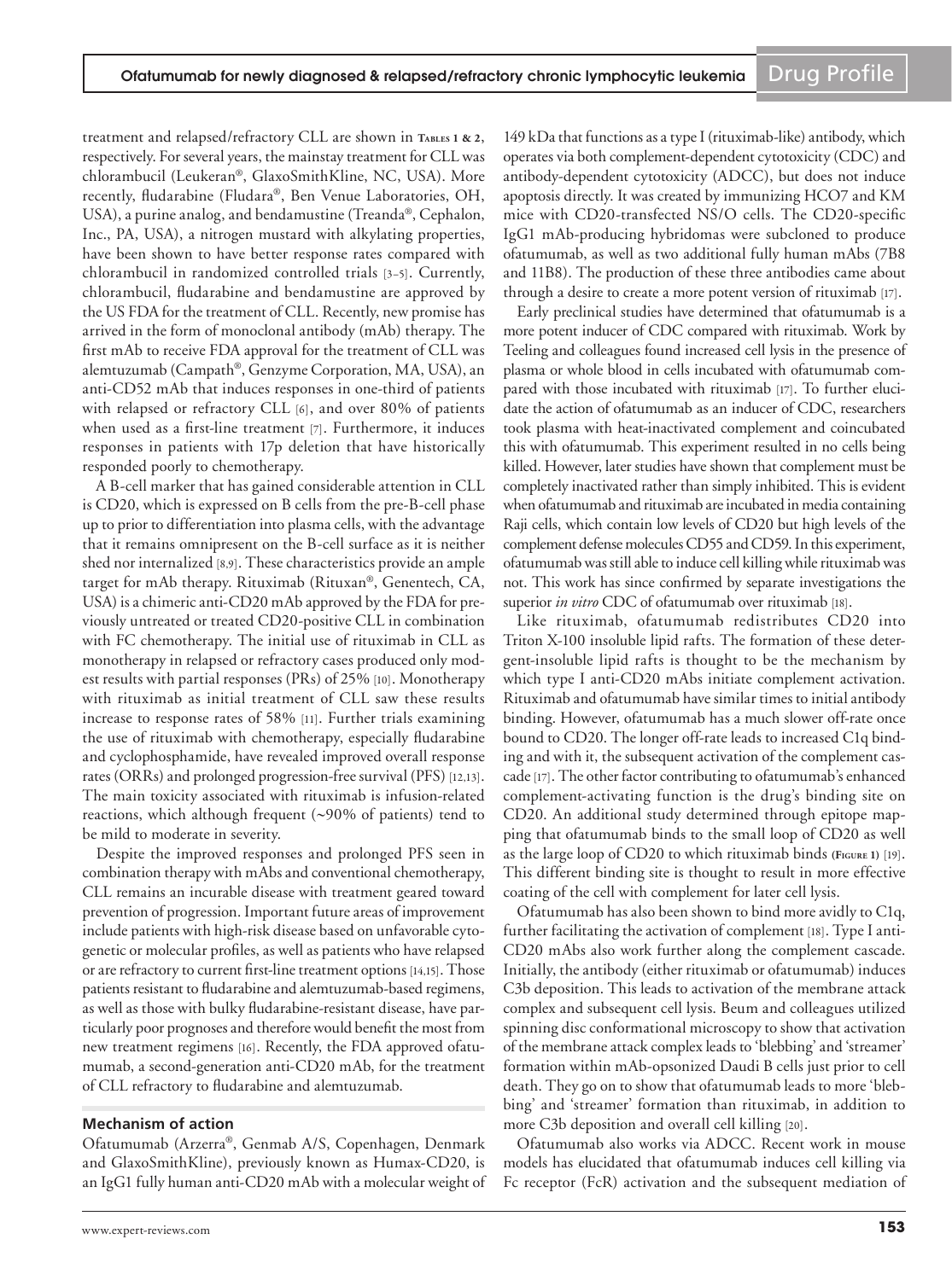treatment and relapsed/refractory CLL are shown in Tables 1 & 2, respectively. For several years, the mainstay treatment for CLL was chlorambucil (Leukeran®, GlaxoSmithKline, NC, USA). More recently, fludarabine (Fludara®, Ben Venue Laboratories, OH, USA), a purine analog, and bendamustine (Treanda®, Cephalon, Inc., PA, USA), a nitrogen mustard with alkylating properties, have been shown to have better response rates compared with chlorambucil in randomized controlled trials [3–5]. Currently, chlorambucil, fludarabine and bendamustine are approved by the US FDA for the treatment of CLL. Recently, new promise has arrived in the form of monoclonal antibody (mAb) therapy. The first mAb to receive FDA approval for the treatment of CLL was alemtuzumab (Campath®, Genzyme Corporation, MA, USA), an anti-CD52 mAb that induces responses in one-third of patients with relapsed or refractory CLL [6], and over 80% of patients when used as a first-line treatment [7]. Furthermore, it induces responses in patients with 17p deletion that have historically responded poorly to chemotherapy.

A B-cell marker that has gained considerable attention in CLL is CD20, which is expressed on B cells from the pre-B-cell phase up to prior to differentiation into plasma cells, with the advantage that it remains omnipresent on the B-cell surface as it is neither shed nor internalized [8,9]. These characteristics provide an ample target for mAb therapy. Rituximab (Rituxan®, Genentech, CA, USA) is a chimeric anti-CD20 mAb approved by the FDA for previously untreated or treated CD20-positive CLL in combination with FC chemotherapy. The initial use of rituximab in CLL as monotherapy in relapsed or refractory cases produced only modest results with partial responses (PRs) of 25% [10]. Monotherapy with rituximab as initial treatment of CLL saw these results increase to response rates of 58% [11]. Further trials examining the use of rituximab with chemotherapy, especially fludarabine and cyclophosphamide, have revealed improved overall response rates (ORRs) and prolonged progression-free survival (PFS) [12,13]. The main toxicity associated with rituximab is infusion-related reactions, which although frequent (~90% of patients) tend to be mild to moderate in severity.

Despite the improved responses and prolonged PFS seen in combination therapy with mAbs and conventional chemotherapy, CLL remains an incurable disease with treatment geared toward prevention of progression. Important future areas of improvement include patients with high-risk disease based on unfavorable cytogenetic or molecular profiles, as well as patients who have relapsed or are refractory to current first-line treatment options [14,15]. Those patients resistant to fludarabine and alemtuzumab-based regimens, as well as those with bulky fludarabine-resistant disease, have particularly poor prognoses and therefore would benefit the most from new treatment regimens [16]. Recently, the FDA approved ofatumumab, a second-generation anti-CD20 mAb, for the treatment of CLL refractory to fludarabine and alemtuzumab.

## Mechanism of action

Ofatumumab (Arzerra®, Genmab A/S, Copenhagen, Denmark and GlaxoSmithKline), previously known as Humax-CD20, is an IgG1 fully human anti-CD20 mAb with a molecular weight of 149 kDa that functions as a type I (rituximab-like) antibody, which operates via both complement-dependent cytotoxicity (CDC) and antibody-dependent cytotoxicity (ADCC), but does not induce apoptosis directly. It was created by immunizing HCO7 and KM mice with CD20-transfected NS/O cells. The CD20-specific IgG1 mAb-producing hybridomas were subcloned to produce ofatumumab, as well as two additional fully human mAbs (7B8 and 11B8). The production of these three antibodies came about through a desire to create a more potent version of rituximab [17].

Early preclinical studies have determined that ofatumumab is a more potent inducer of CDC compared with rituximab. Work by Teeling and colleagues found increased cell lysis in the presence of plasma or whole blood in cells incubated with ofatumumab compared with those incubated with rituximab [17]. To further elucidate the action of ofatumumab as an inducer of CDC, researchers took plasma with heat-inactivated complement and coincubated this with ofatumumab. This experiment resulted in no cells being killed. However, later studies have shown that complement must be completely inactivated rather than simply inhibited. This is evident when ofatumumab and rituximab are incubated in media containing Raji cells, which contain low levels of CD20 but high levels of the complement defense molecules CD55 and CD59. In this experiment, ofatumumab was still able to induce cell killing while rituximab was not. This work has since confirmed by separate investigations the superior *in vitro* CDC of ofatumumab over rituximab [18].

Like rituximab, ofatumumab redistributes CD20 into Triton X-100 insoluble lipid rafts. The formation of these detergent-insoluble lipid rafts is thought to be the mechanism by which type I anti-CD20 mAbs initiate complement activation. Rituximab and ofatumumab have similar times to initial antibody binding. However, ofatumumab has a much slower off-rate once bound to CD20. The longer off-rate leads to increased C1q binding and with it, the subsequent activation of the complement cascade [17]. The other factor contributing to ofatumumab's enhanced complement-activating function is the drug's binding site on CD20. An additional study determined through epitope mapping that ofatumumab binds to the small loop of CD20 as well as the large loop of CD20 to which rituximab binds (Figure 1) [19]. This different binding site is thought to result in more effective coating of the cell with complement for later cell lysis.

Ofatumumab has also been shown to bind more avidly to C1q, further facilitating the activation of complement [18]. Type I anti-CD20 mAbs also work further along the complement cascade. Initially, the antibody (either rituximab or ofatumumab) induces C3b deposition. This leads to activation of the membrane attack complex and subsequent cell lysis. Beum and colleagues utilized spinning disc conformational microscopy to show that activation of the membrane attack complex leads to 'blebbing' and 'streamer' formation within mAb-opsonized Daudi B cells just prior to cell death. They go on to show that ofatumumab leads to more 'blebbing' and 'streamer' formation than rituximab, in addition to more C3b deposition and overall cell killing [20].

Ofatumumab also works via ADCC. Recent work in mouse models has elucidated that ofatumumab induces cell killing via Fc receptor (FcR) activation and the subsequent mediation of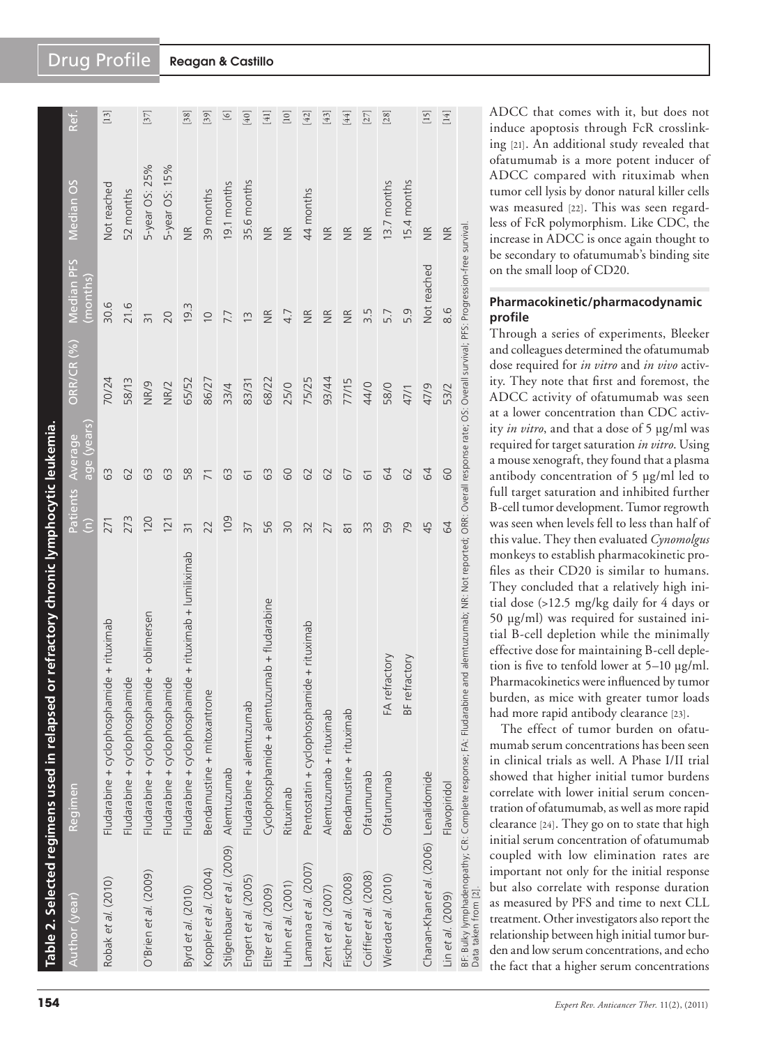**Table 2. Selected regimens used in relapsed or refractory chronic lymphocytic leukemia.**

| Author (year) | Regimen | Patients (n) | Average age (years) | ORR/CR (%) | Median PFS (months) | Median OS | Ref. |
|---|---|---|---|---|---|---|---|
| Robak *et al.* (2010) | Fludarabine + cyclophosphamide + rituximab | 271 | 63 | 70/24 | 30.6 | Not reached | [13] |
| | Fludarabine + cyclophosphamide | 273 | 62 | 58/13 | 21.6 | 52 months | |
| O'Brien *et al.* (2009) | Fludarabine + cyclophosphamide + oblimersen | 120 | 63 | NR/9 | 31 | 5-year OS: 25% | [37] |
| | Fludarabine + cyclophosphamide | 121 | 63 | NR/2 | 20 | 5-year OS: 15% | |
| Byrd *et al.* (2010) | Fludarabine + cyclophosphamide + rituximab + lumiliximab | 31 | 58 | 65/52 | 19.3 | NR | [38] |
| Koppler *et al.* (2004) | Bendamustine + mitoxantrone | 22 | 71 | 86/27 | 10 | 39 months | [39] |
| Stilgenbauer *et al.* (2009) | Alemtuzumab | 109 | 63 | 33/4 | 7.7 | 19.1 months | [6] |
| Engert *et al.* (2005) | Fludarabine + alemtuzumab | 37 | 61 | 83/31 | 13 | 35.6 months | [40] |
| Elter *et al.* (2009) | Cyclophosphamide + alemtuzumab + fludarabine | 56 | 63 | 68/22 | NR | NR | [41] |
| Huhn *et al.* (2001) | Rituximab | 30 | 60 | 25/0 | 4.7 | NR | [10] |
| Lamanna *et al.* (2007) | Pentostatin + cyclophosphamide + rituximab | 32 | 62 | 75/25 | NR | 44 months | [42] |
| Zent *et al.* (2007) | Alemtuzumab + rituximab | 27 | 62 | 93/44 | NR | NR | [43] |
| Fischer *et al.* (2008) | Bendamustine + rituximab | 81 | 67 | 77/15 | NR | NR | [44] |
| Coiffier *et al.* (2008) | Ofatumumab | 33 | 61 | 44/0 | 3.5 | NR | [27] |
| Wierda *et al.* (2010) | Ofatumumab — FA refractory | 59 | 64 | 58/0 | 5.7 | 13.7 months | [28] |
| | BF refractory | 79 | 62 | 47/1 | 5.9 | 15.4 months | |
| Chanan-Khan *et al.* (2006) | Lenalidomide | 45 | 64 | 47/9 | Not reached | NR | [15] |
| Lin *et al.* (2009) | Flavopiridol | 64 | 60 | 53/2 | 8.6 | NR | [14] |

BF: Bulky lymphadenopathy; CR: Complete response; FA: Fludarabine and alemtuzumab; NR: Not reported; ORR: Overall response rate; OS: Overall survival; PFS: Progression-free survival.
Data taken from [2].

ADCC that comes with it, but does not induce apoptosis through FcR crosslinking [21]. An additional study revealed that ofatumumab is a more potent inducer of ADCC compared with rituximab when tumor cell lysis by donor natural killer cells was measured [22]. This was seen regardless of FcR polymorphism. Like CDC, the increase in ADCC is once again thought to be secondary to ofatumumab's binding site on the small loop of CD20.

## Pharmacokinetic/pharmacodynamic profile

Through a series of experiments, Bleeker and colleagues determined the ofatumumab dose required for *in vitro* and *in vivo* activity. They note that first and foremost, the ADCC activity of ofatumumab was seen at a lower concentration than CDC activity *in vitro*, and that a dose of 5 µg/ml was required for target saturation *in vitro*. Using a mouse xenograft, they found that a plasma antibody concentration of 5 µg/ml led to full target saturation and inhibited further B-cell tumor development. Tumor regrowth was seen when levels fell to less than half of this value. They then evaluated *Cynomolgus* monkeys to establish pharmacokinetic profiles as their CD20 is similar to humans. They concluded that a relatively high initial dose (>12.5 mg/kg daily for 4 days or 50 µg/ml) was required for sustained initial B-cell depletion while the minimally effective dose for maintaining B-cell depletion is five to tenfold lower at 5–10 µg/ml. Pharmacokinetics were influenced by tumor burden, as mice with greater tumor loads had more rapid antibody clearance [23].

The effect of tumor burden on ofatumumab serum concentrations has been seen in clinical trials as well. A Phase I/II trial showed that higher initial tumor burdens correlate with lower initial serum concentration of ofatumumab, as well as more rapid clearance [24]. They go on to state that high initial serum concentration of ofatumumab coupled with low elimination rates are important not only for the initial response but also correlate with response duration as measured by PFS and time to next CLL treatment. Other investigators also report the relationship between high initial tumor burden and low serum concentrations, and echo the fact that a higher serum concentrations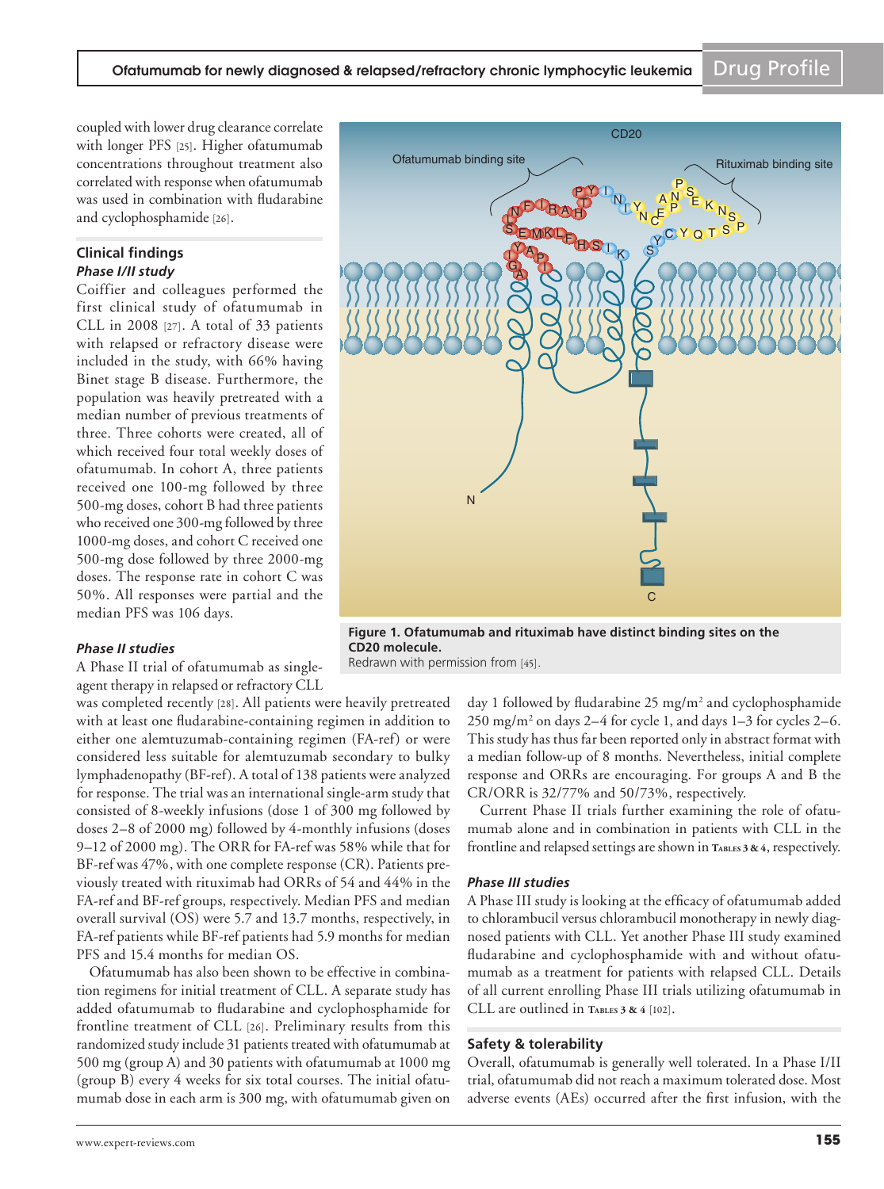coupled with lower drug clearance correlate with longer PFS [25]. Higher ofatumumab concentrations throughout treatment also correlated with response when ofatumumab was used in combination with fludarabine and cyclophosphamide [26].

### Clinical findings

#### *Phase I/II study*

Coiffier and colleagues performed the first clinical study of ofatumumab in CLL in 2008 [27]. A total of 33 patients with relapsed or refractory disease were included in the study, with 66% having Binet stage B disease. Furthermore, the population was heavily pretreated with a median number of previous treatments of three. Three cohorts were created, all of which received four total weekly doses of ofatumumab. In cohort A, three patients received one 100-mg followed by three 500-mg doses, cohort B had three patients who received one 300-mg followed by three 1000-mg doses, and cohort C received one 500-mg dose followed by three 2000-mg doses. The response rate in cohort C was 50%. All responses were partial and the median PFS was 106 days.

#### *Phase II studies*

A Phase II trial of ofatumumab as single-agent therapy in relapsed or refractory CLL was completed recently [28]. All patients were heavily pretreated with at least one fludarabine-containing regimen in addition to either one alemtuzumab-containing regimen (FA-ref) or were considered less suitable for alemtuzumab secondary to bulky lymphadenopathy (BF-ref). A total of 138 patients were analyzed for response. The trial was an international single-arm study that consisted of 8-weekly infusions (dose 1 of 300 mg followed by doses 2–8 of 2000 mg) followed by 4-monthly infusions (doses 9–12 of 2000 mg). The ORR for FA-ref was 58% while that for BF-ref was 47%, with one complete response (CR). Patients previously treated with rituximab had ORRs of 54 and 44% in the FA-ref and BF-ref groups, respectively. Median PFS and median overall survival (OS) were 5.7 and 13.7 months, respectively, in FA-ref patients while BF-ref patients had 5.9 months for median PFS and 15.4 months for median OS.

Ofatumumab has also been shown to be effective in combination regimens for initial treatment of CLL. A separate study has added ofatumumab to fludarabine and cyclophosphamide for frontline treatment of CLL [26]. Preliminary results from this randomized study include 31 patients treated with ofatumumab at 500 mg (group A) and 30 patients with ofatumumab at 1000 mg (group B) every 4 weeks for six total courses. The initial ofatumumab dose in each arm is 300 mg, with ofatumumab given on day 1 followed by fludarabine 25 mg/m$^2$ and cyclophosphamide 250 mg/m$^2$ on days 2–4 for cycle 1, and days 1–3 for cycles 2–6. This study has thus far been reported only in abstract format with a median follow-up of 8 months. Nevertheless, initial complete response and ORRs are encouraging. For groups A and B the CR/ORR is 32/77% and 50/73%, respectively.

Current Phase II trials further examining the role of ofatumumab alone and in combination in patients with CLL in the frontline and relapsed settings are shown in Tables 3 & 4, respectively.

**Figure 1. Ofatumumab and rituximab have distinct binding sites on the CD20 molecule.**
Redrawn with permission from [45].

#### *Phase III studies*

A Phase III study is looking at the efficacy of ofatumumab added to chlorambucil versus chlorambucil monotherapy in newly diagnosed patients with CLL. Yet another Phase III study examined fludarabine and cyclophosphamide with and without ofatumumab as a treatment for patients with relapsed CLL. Details of all current enrolling Phase III trials utilizing ofatumumab in CLL are outlined in Tables 3 & 4 [102].

### Safety & tolerability

Overall, ofatumumab is generally well tolerated. In a Phase I/II trial, ofatumumab did not reach a maximum tolerated dose. Most adverse events (AEs) occurred after the first infusion, with the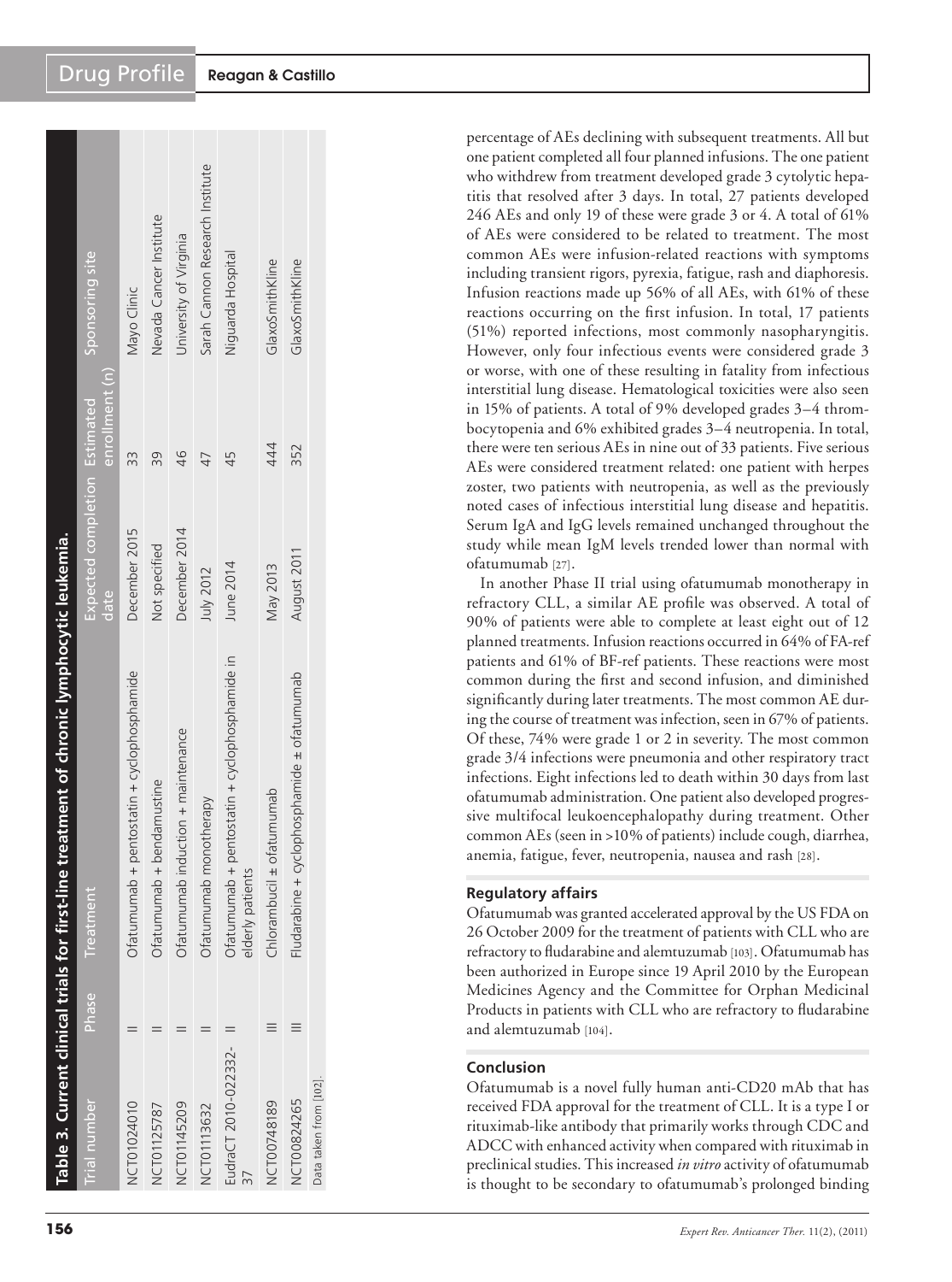**Table 3. Current clinical trials for first-line treatment of chronic lymphocytic leukemia.**

| Trial number | Phase | Treatment | Expected completion date | Estimated enrollment (n) | Sponsoring site |
|---|---|---|---|---|---|
| NCT01024010 | II | Ofatumumab + pentostatin + cyclophosphamide | December 2015 | 33 | Mayo Clinic |
| NCT01125787 | II | Ofatumumab + bendamustine | Not specified | 39 | Nevada Cancer Institute |
| NCT01145209 | II | Ofatumumab induction + maintenance | December 2014 | 46 | University of Virginia |
| NCT01113632 | II | Ofatumumab monotherapy | July 2012 | 47 | Sarah Cannon Research Institute |
| EudraCT 2010-022332-37 | II | Ofatumumab + pentostatin + cyclophosphamide in elderly patients | June 2014 | 45 | Niguarda Hospital |
| NCT00748189 | III | Chlorambucil ± ofatumumab | May 2013 | 444 | GlaxoSmithKline |
| NCT00824265 | III | Fludarabine + cyclophosphamide ± ofatumumab | August 2011 | 352 | GlaxoSmithKline |

Data taken from [102].

percentage of AEs declining with subsequent treatments. All but one patient completed all four planned infusions. The one patient who withdrew from treatment developed grade 3 cytolytic hepatitis that resolved after 3 days. In total, 27 patients developed 246 AEs and only 19 of these were grade 3 or 4. A total of 61% of AEs were considered to be related to treatment. The most common AEs were infusion-related reactions with symptoms including transient rigors, pyrexia, fatigue, rash and diaphoresis. Infusion reactions made up 56% of all AEs, with 61% of these reactions occurring on the first infusion. In total, 17 patients (51%) reported infections, most commonly nasopharyngitis. However, only four infectious events were considered grade 3 or worse, with one of these resulting in fatality from infectious interstitial lung disease. Hematological toxicities were also seen in 15% of patients. A total of 9% developed grades 3–4 thrombocytopenia and 6% exhibited grades 3–4 neutropenia. In total, there were ten serious AEs in nine out of 33 patients. Five serious AEs were considered treatment related: one patient with herpes zoster, two patients with neutropenia, as well as the previously noted cases of infectious interstitial lung disease and hepatitis. Serum IgA and IgG levels remained unchanged throughout the study while mean IgM levels trended lower than normal with ofatumumab [27].

In another Phase II trial using ofatumumab monotherapy in refractory CLL, a similar AE profile was observed. A total of 90% of patients were able to complete at least eight out of 12 planned treatments. Infusion reactions occurred in 64% of FA-ref patients and 61% of BF-ref patients. These reactions were most common during the first and second infusion, and diminished significantly during later treatments. The most common AE during the course of treatment was infection, seen in 67% of patients. Of these, 74% were grade 1 or 2 in severity. The most common grade 3/4 infections were pneumonia and other respiratory tract infections. Eight infections led to death within 30 days from last ofatumumab administration. One patient also developed progressive multifocal leukoencephalopathy during treatment. Other common AEs (seen in >10% of patients) include cough, diarrhea, anemia, fatigue, fever, neutropenia, nausea and rash [28].

## Regulatory affairs

Ofatumumab was granted accelerated approval by the US FDA on 26 October 2009 for the treatment of patients with CLL who are refractory to fludarabine and alemtuzumab [103]. Ofatumumab has been authorized in Europe since 19 April 2010 by the European Medicines Agency and the Committee for Orphan Medicinal Products in patients with CLL who are refractory to fludarabine and alemtuzumab [104].

## Conclusion

Ofatumumab is a novel fully human anti-CD20 mAb that has received FDA approval for the treatment of CLL. It is a type I or rituximab-like antibody that primarily works through CDC and ADCC with enhanced activity when compared with rituximab in preclinical studies. This increased *in vitro* activity of ofatumumab is thought to be secondary to ofatumumab's prolonged binding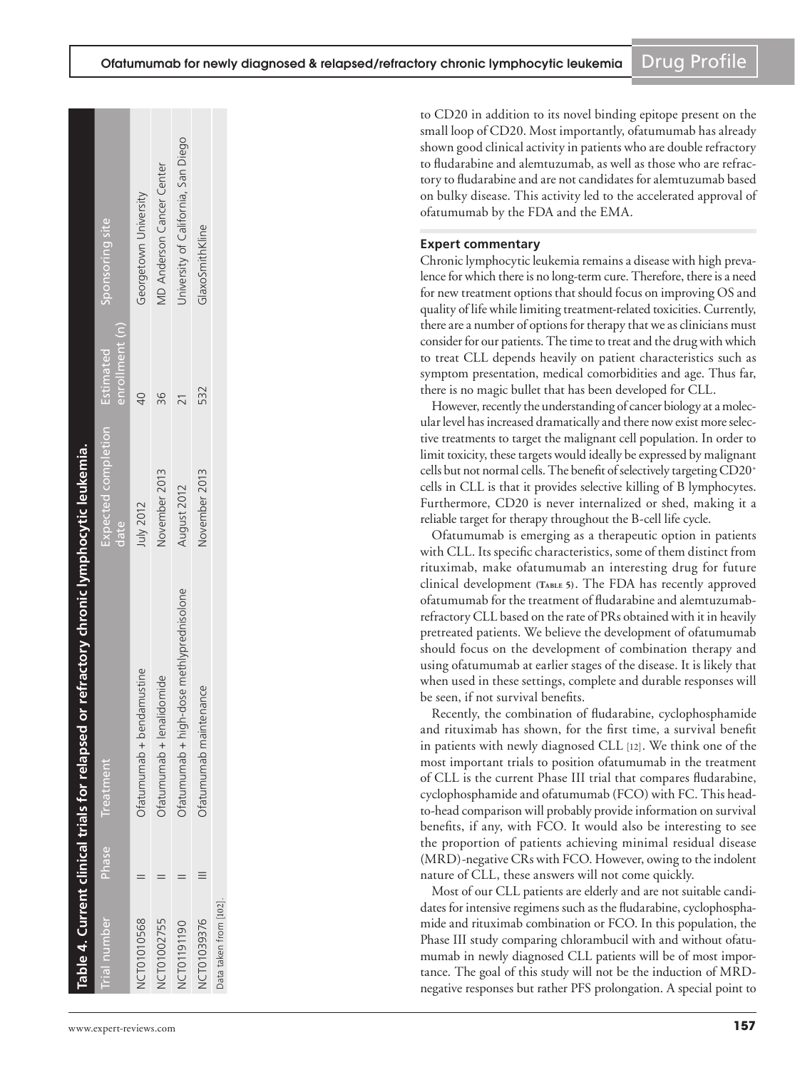**Table 4. Current clinical trials for relapsed or refractory chronic lymphocytic leukemia.**

| Trial number | Phase | Treatment | Expected completion date | Estimated enrollment (n) | Sponsoring site |
|---|---|---|---|---|---|
| NCT01010568 | II | Ofatumumab + bendamustine | July 2012 | 40 | Georgetown University |
| NCT01002755 | II | Ofatumumab + lenalidomide | November 2013 | 36 | MD Anderson Cancer Center |
| NCT01191190 | II | Ofatumumab + high-dose methlyprednisolone | August 2012 | 21 | University of California, San Diego |
| NCT01039376 | III | Ofatumumab maintenance | November 2013 | 532 | GlaxoSmithKline |

Data taken from [102].

to CD20 in addition to its novel binding epitope present on the small loop of CD20. Most importantly, ofatumumab has already shown good clinical activity in patients who are double refractory to fludarabine and alemtuzumab, as well as those who are refractory to fludarabine and are not candidates for alemtuzumab based on bulky disease. This activity led to the accelerated approval of ofatumumab by the FDA and the EMA.

## Expert commentary

Chronic lymphocytic leukemia remains a disease with high prevalence for which there is no long-term cure. Therefore, there is a need for new treatment options that should focus on improving OS and quality of life while limiting treatment-related toxicities. Currently, there are a number of options for therapy that we as clinicians must consider for our patients. The time to treat and the drug with which to treat CLL depends heavily on patient characteristics such as symptom presentation, medical comorbidities and age. Thus far, there is no magic bullet that has been developed for CLL.

However, recently the understanding of cancer biology at a molecular level has increased dramatically and there now exist more selective treatments to target the malignant cell population. In order to limit toxicity, these targets would ideally be expressed by malignant cells but not normal cells. The benefit of selectively targeting $CD20^{+}$ cells in CLL is that it provides selective killing of B lymphocytes. Furthermore, CD20 is never internalized or shed, making it a reliable target for therapy throughout the B-cell life cycle.

Ofatumumab is emerging as a therapeutic option in patients with CLL. Its specific characteristics, some of them distinct from rituximab, make ofatumumab an interesting drug for future clinical development (Table 5). The FDA has recently approved ofatumumab for the treatment of fludarabine and alemtuzumab-refractory CLL based on the rate of PRs obtained with it in heavily pretreated patients. We believe the development of ofatumumab should focus on the development of combination therapy and using ofatumumab at earlier stages of the disease. It is likely that when used in these settings, complete and durable responses will be seen, if not survival benefits.

Recently, the combination of fludarabine, cyclophosphamide and rituximab has shown, for the first time, a survival benefit in patients with newly diagnosed CLL [12]. We think one of the most important trials to position ofatumumab in the treatment of CLL is the current Phase III trial that compares fludarabine, cyclophosphamide and ofatumumab (FCO) with FC. This head-to-head comparison will probably provide information on survival benefits, if any, with FCO. It would also be interesting to see the proportion of patients achieving minimal residual disease (MRD)-negative CRs with FCO. However, owing to the indolent nature of CLL, these answers will not come quickly.

Most of our CLL patients are elderly and are not suitable candidates for intensive regimens such as the fludarabine, cyclophosphamide and rituximab combination or FCO. In this population, the Phase III study comparing chlorambucil with and without ofatumumab in newly diagnosed CLL patients will be of most importance. The goal of this study will not be the induction of MRD-negative responses but rather PFS prolongation. A special point to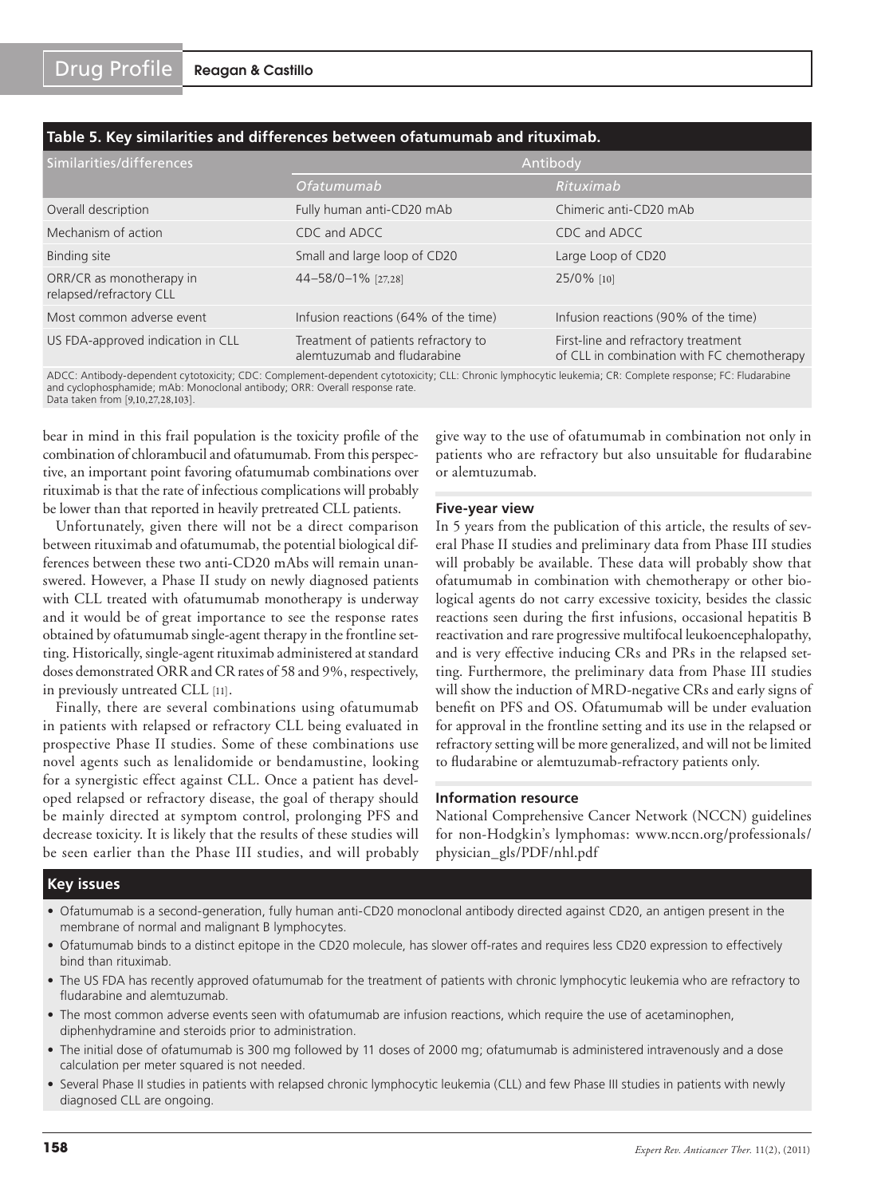**Table 5. Key similarities and differences between ofatumumab and rituximab.**

| Similarities/differences | Antibody | |
|---|---|---|
| | *Ofatumumab* | *Rituximab* |
| Overall description | Fully human anti-CD20 mAb | Chimeric anti-CD20 mAb |
| Mechanism of action | CDC and ADCC | CDC and ADCC |
| Binding site | Small and large loop of CD20 | Large Loop of CD20 |
| ORR/CR as monotherapy in relapsed/refractory CLL | 44–58/0–1% [27,28] | 25/0% [10] |
| Most common adverse event | Infusion reactions (64% of the time) | Infusion reactions (90% of the time) |
| US FDA-approved indication in CLL | Treatment of patients refractory to alemtuzumab and fludarabine | First-line and refractory treatment of CLL in combination with FC chemotherapy |

ADCC: Antibody-dependent cytotoxicity; CDC: Complement-dependent cytotoxicity; CLL: Chronic lymphocytic leukemia; CR: Complete response; FC: Fludarabine and cyclophosphamide; mAb: Monoclonal antibody; ORR: Overall response rate.
Data taken from [9,10,27,28,103].

bear in mind in this frail population is the toxicity profile of the combination of chlorambucil and ofatumumab. From this perspective, an important point favoring ofatumumab combinations over rituximab is that the rate of infectious complications will probably be lower than that reported in heavily pretreated CLL patients.

Unfortunately, given there will not be a direct comparison between rituximab and ofatumumab, the potential biological differences between these two anti-CD20 mAbs will remain unanswered. However, a Phase II study on newly diagnosed patients with CLL treated with ofatumumab monotherapy is underway and it would be of great importance to see the response rates obtained by ofatumumab single-agent therapy in the frontline setting. Historically, single-agent rituximab administered at standard doses demonstrated ORR and CR rates of 58 and 9%, respectively, in previously untreated CLL [11].

Finally, there are several combinations using ofatumumab in patients with relapsed or refractory CLL being evaluated in prospective Phase II studies. Some of these combinations use novel agents such as lenalidomide or bendamustine, looking for a synergistic effect against CLL. Once a patient has developed relapsed or refractory disease, the goal of therapy should be mainly directed at symptom control, prolonging PFS and decrease toxicity. It is likely that the results of these studies will be seen earlier than the Phase III studies, and will probably give way to the use of ofatumumab in combination not only in patients who are refractory but also unsuitable for fludarabine or alemtuzumab.

### Five-year view

In 5 years from the publication of this article, the results of several Phase II studies and preliminary data from Phase III studies will probably be available. These data will probably show that ofatumumab in combination with chemotherapy or other biological agents do not carry excessive toxicity, besides the classic reactions seen during the first infusions, occasional hepatitis B reactivation and rare progressive multifocal leukoencephalopathy, and is very effective inducing CRs and PRs in the relapsed setting. Furthermore, the preliminary data from Phase III studies will show the induction of MRD-negative CRs and early signs of benefit on PFS and OS. Ofatumumab will be under evaluation for approval in the frontline setting and its use in the relapsed or refractory setting will be more generalized, and will not be limited to fludarabine or alemtuzumab-refractory patients only.

### Information resource

National Comprehensive Cancer Network (NCCN) guidelines for non-Hodgkin's lymphomas: www.nccn.org/professionals/physician_gls/PDF/nhl.pdf

### Key issues

- Ofatumumab is a second-generation, fully human anti-CD20 monoclonal antibody directed against CD20, an antigen present in the membrane of normal and malignant B lymphocytes.
- Ofatumumab binds to a distinct epitope in the CD20 molecule, has slower off-rates and requires less CD20 expression to effectively bind than rituximab.
- The US FDA has recently approved ofatumumab for the treatment of patients with chronic lymphocytic leukemia who are refractory to fludarabine and alemtuzumab.
- The most common adverse events seen with ofatumumab are infusion reactions, which require the use of acetaminophen, diphenhydramine and steroids prior to administration.
- The initial dose of ofatumumab is 300 mg followed by 11 doses of 2000 mg; ofatumumab is administered intravenously and a dose calculation per meter squared is not needed.
- Several Phase II studies in patients with relapsed chronic lymphocytic leukemia (CLL) and few Phase III studies in patients with newly diagnosed CLL are ongoing.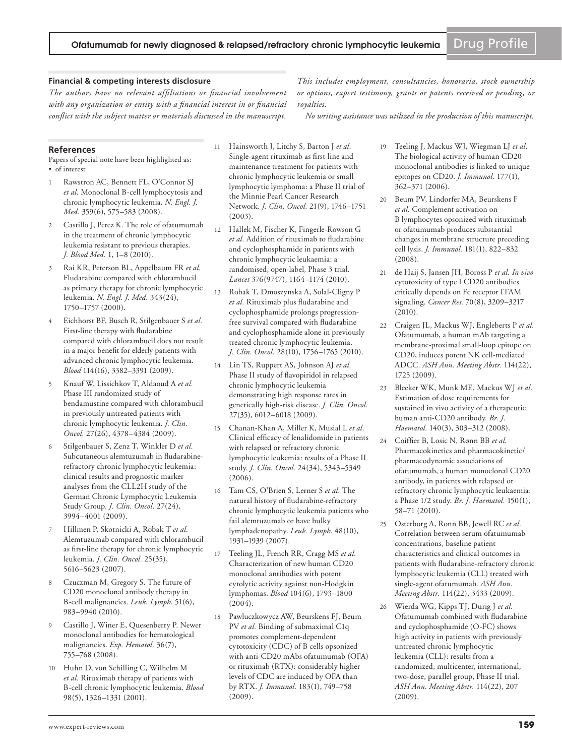### Financial & competing interests disclosure

*The authors have no relevant affiliations or financial involvement with any organization or entity with a financial interest in or financial conflict with the subject matter or materials discussed in the manuscript. This includes employment, consultancies, honoraria, stock ownership or options, expert testimony, grants or patents received or pending, or royalties.*

*No writing assistance was utilized in the production of this manuscript.*

## References

Papers of special note have been highlighted as:
• of interest

1. Rawstron AC, Bennett FL, O'Connor SJ *et al.* Monoclonal B-cell lymphocytosis and chronic lymphocytic leukemia. *N. Engl. J. Med.* 359(6), 575–583 (2008).
2. Castillo J, Perez K. The role of ofatumumab in the treatment of chronic lymphocytic leukemia resistant to previous therapies. *J. Blood Med.* 1, 1–8 (2010).
3. Rai KR, Peterson BL, Appelbaum FR *et al.* Fludarabine compared with chlorambucil as primary therapy for chronic lymphocytic leukemia. *N. Engl. J. Med.* 343(24), 1750–1757 (2000).
4. Eichhorst BF, Busch R, Stilgenbauer S *et al.* First-line therapy with fludarabine compared with chlorambucil does not result in a major benefit for elderly patients with advanced chronic lymphocytic leukemia. *Blood* 114(16), 3382–3391 (2009).
5. Knauf W, Lissichkov T, Aldaoud A *et al.* Phase III randomized study of bendamustine compared with chlorambucil in previously untreated patients with chronic lymphocytic leukemia. *J. Clin. Oncol.* 27(26), 4378–4384 (2009).
6. Stilgenbauer S, Zenz T, Winkler D *et al.* Subcutaneous alemtuzumab in fludarabine-refractory chronic lymphocytic leukemia: clinical results and prognostic marker analyses from the CLL2H study of the German Chronic Lymphocytic Leukemia Study Group. *J. Clin. Oncol.* 27(24), 3994–4001 (2009).
7. Hillmen P, Skotnicki A, Robak T *et al.* Alemtuzumab compared with chlorambucil as first-line therapy for chronic lymphocytic leukemia. *J. Clin. Oncol.* 25(35), 5616–5623 (2007).
8. Czuczman M, Gregory S. The future of CD20 monoclonal antibody therapy in B-cell malignancies. *Leuk. Lymph.* 51(6), 983–9940 (2010).
9. Castillo J, Winer E, Quesenberry P. Newer monoclonal antibodies for hematological malignancies. *Exp. Hematol.* 36(7), 755–768 (2008).
10. Huhn D, von Schilling C, Wilhelm M *et al.* Rituximab therapy of patients with B-cell chronic lymphocytic leukemia. *Blood* 98(5), 1326–1331 (2001).
11. Hainsworth J, Litchy S, Barton J *et al.* Single-agent rituximab as first-line and maintenance treatment for patients with chronic lymphocytic leukemia or small lymphocytic lymphoma: a Phase II trial of the Minnie Pearl Cancer Research Network. *J. Clin. Oncol.* 21(9), 1746–1751 (2003).
12. Hallek M, Fischer K, Fingerle-Rowson G *et al.* Addition of rituximab to fludarabine and cyclophosphamide in patients with chronic lymphocytic leukaemia: a randomised, open-label, Phase 3 trial. *Lancet* 376(9747), 1164–1174 (2010).
13. Robak T, Dmoszynska A, Solal-Cligny P *et al.* Rituximab plus fludarabine and cyclophosphamide prolongs progression-free survival compared with fludarabine and cyclophosphamide alone in previously treated chronic lymphocytic leukemia. *J. Clin. Oncol.* 28(10), 1756–1765 (2010).
14. Lin TS, Ruppert AS, Johnson AJ *et al.* Phase II study of flavopiridol in relapsed chronic lymphocytic leukemia demonstrating high response rates in genetically high-risk disease. *J. Clin. Oncol.* 27(35), 6012–6018 (2009).
15. Chanan-Khan A, Miller K, Musial L *et al.* Clinical efficacy of lenalidomide in patients with relapsed or refractory chronic lymphocytic leukemia: results of a Phase II study. *J. Clin. Oncol.* 24(34), 5343–5349 (2006).
16. Tam CS, O'Brien S, Lerner S *et al.* The natural history of fludarabine-refractory chronic lymphocytic leukemia patients who fail alemtuzumab or have bulky lymphadenopathy. *Leuk. Lymph.* 48(10), 1931–1939 (2007).
17. Teeling JL, French RR, Cragg MS *et al.* Characterization of new human CD20 monoclonal antibodies with potent cytolytic activity against non-Hodgkin lymphomas. *Blood* 104(6), 1793–1800 (2004).
18. Pawluczkowycz AW, Beurskens FJ, Beum PV *et al.* Binding of submaximal C1q promotes complement-dependent cytotoxicity (CDC) of B cells opsonized with anti-CD20 mAbs ofatumumab (OFA) or rituximab (RTX): considerably higher levels of CDC are induced by OFA than by RTX. *J. Immunol.* 183(1), 749–758 (2009).
19. Teeling J, Mackus WJ, Wiegman LJ *et al.* The biological activity of human CD20 monoclonal antibodies is linked to unique epitopes on CD20. *J. Immunol.* 177(1), 362–371 (2006).
20. Beum PV, Lindorfer MA, Beurskens F *et al.* Complement activation on B lymphocytes opsonized with rituximab or ofatumumab produces substantial changes in membrane structure preceding cell lysis. *J. Immunol.* 181(1), 822–832 (2008).
21. de Haij S, Jansen JH, Boross P *et al. In vivo* cytotoxicity of type I CD20 antibodies critically depends on Fc receptor ITAM signaling. *Cancer Res.* 70(8), 3209–3217 (2010).
22. Craigen JL, Mackus WJ, Engleberts P *et al.* Ofatumumab, a human mAb targeting a membrane-proximal small-loop epitope on CD20, induces potent NK cell-mediated ADCC. *ASH Ann. Meeting Abstr.* 114(22), 1725 (2009).
23. Bleeker WK, Munk ME, Mackus WJ *et al.* Estimation of dose requirements for sustained in vivo activity of a therapeutic human anti-CD20 antibody. *Br. J. Haematol.* 140(3), 303–312 (2008).
24. Coiffier B, Losic N, Rønn BB *et al.* Pharmacokinetics and pharmacokinetic/pharmacodynamic associations of ofatumumab, a human monoclonal CD20 antibody, in patients with relapsed or refractory chronic lymphocytic leukaemia: a Phase 1/2 study. *Br. J. Haematol.* 150(1), 58–71 (2010).
25. Osterborg A, Ronn BB, Jewell RC *et al.* Correlation between serum ofatumumab concentrations, baseline patient characteristics and clinical outcomes in patients with fludarabine-refractory chronic lymphocytic leukemia (CLL) treated with single-agent ofatumumab. *ASH Ann. Meeting Abstr.* 114(22), 3433 (2009).
26. Wierda WG, Kipps TJ, Durig J *et al.* Ofatumumab combined with fludarabine and cyclophosphamide (O-FC) shows high activity in patients with previously untreated chronic lymphocytic leukemia (CLL): results from a randomized, multicenter, international, two-dose, parallel group, Phase II trial. *ASH Ann. Meeting Abstr.* 114(22), 207 (2009).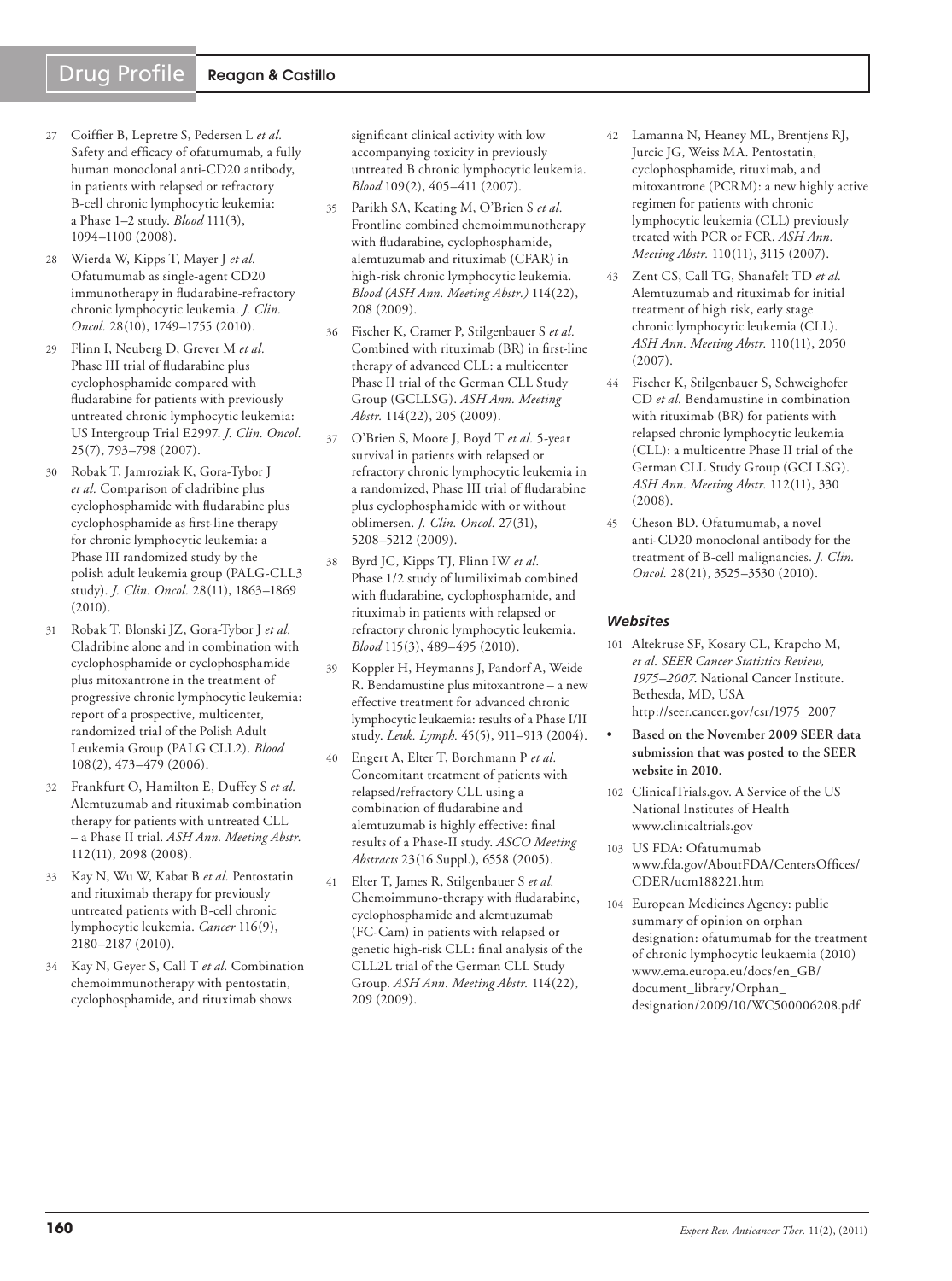27 Coiffier B, Lepretre S, Pedersen L *et al.* Safety and efficacy of ofatumumab, a fully human monoclonal anti-CD20 antibody, in patients with relapsed or refractory B-cell chronic lymphocytic leukemia: a Phase 1–2 study. *Blood* 111(3), 1094–1100 (2008).

28 Wierda W, Kipps T, Mayer J *et al.* Ofatumumab as single-agent CD20 immunotherapy in fludarabine-refractory chronic lymphocytic leukemia. *J. Clin. Oncol.* 28(10), 1749–1755 (2010).

29 Flinn I, Neuberg D, Grever M *et al.* Phase III trial of fludarabine plus cyclophosphamide compared with fludarabine for patients with previously untreated chronic lymphocytic leukemia: US Intergroup Trial E2997. *J. Clin. Oncol.* 25(7), 793–798 (2007).

30 Robak T, Jamroziak K, Gora-Tybor J *et al.* Comparison of cladribine plus cyclophosphamide with fludarabine plus cyclophosphamide as first-line therapy for chronic lymphocytic leukemia: a Phase III randomized study by the polish adult leukemia group (PALG-CLL3 study). *J. Clin. Oncol.* 28(11), 1863–1869 (2010).

31 Robak T, Blonski JZ, Gora-Tybor J *et al.* Cladribine alone and in combination with cyclophosphamide or cyclophosphamide plus mitoxantrone in the treatment of progressive chronic lymphocytic leukemia: report of a prospective, multicenter, randomized trial of the Polish Adult Leukemia Group (PALG CLL2). *Blood* 108(2), 473–479 (2006).

32 Frankfurt O, Hamilton E, Duffey S *et al.* Alemtuzumab and rituximab combination therapy for patients with untreated CLL – a Phase II trial. *ASH Ann. Meeting Abstr.* 112(11), 2098 (2008).

33 Kay N, Wu W, Kabat B *et al.* Pentostatin and rituximab therapy for previously untreated patients with B-cell chronic lymphocytic leukemia. *Cancer* 116(9), 2180–2187 (2010).

34 Kay N, Geyer S, Call T *et al.* Combination chemoimmunotherapy with pentostatin, cyclophosphamide, and rituximab shows significant clinical activity with low accompanying toxicity in previously untreated B chronic lymphocytic leukemia. *Blood* 109(2), 405–411 (2007).

35 Parikh SA, Keating M, O'Brien S *et al.* Frontline combined chemoimmunotherapy with fludarabine, cyclophosphamide, alemtuzumab and rituximab (CFAR) in high-risk chronic lymphocytic leukemia. *Blood (ASH Ann. Meeting Abstr.)* 114(22), 208 (2009).

36 Fischer K, Cramer P, Stilgenbauer S *et al.* Combined with rituximab (BR) in first-line therapy of advanced CLL: a multicenter Phase II trial of the German CLL Study Group (GCLLSG). *ASH Ann. Meeting Abstr.* 114(22), 205 (2009).

37 O'Brien S, Moore J, Boyd T *et al.* 5-year survival in patients with relapsed or refractory chronic lymphocytic leukemia in a randomized, Phase III trial of fludarabine plus cyclophosphamide with or without oblimersen. *J. Clin. Oncol.* 27(31), 5208–5212 (2009).

38 Byrd JC, Kipps TJ, Flinn IW *et al.* Phase 1/2 study of lumiliximab combined with fludarabine, cyclophosphamide, and rituximab in patients with relapsed or refractory chronic lymphocytic leukemia. *Blood* 115(3), 489–495 (2010).

39 Koppler H, Heymanns J, Pandorf A, Weide R. Bendamustine plus mitoxantrone – a new effective treatment for advanced chronic lymphocytic leukaemia: results of a Phase I/II study. *Leuk. Lymph.* 45(5), 911–913 (2004).

40 Engert A, Elter T, Borchmann P *et al.* Concomitant treatment of patients with relapsed/refractory CLL using a combination of fludarabine and alemtuzumab is highly effective: final results of a Phase-II study. *ASCO Meeting Abstracts* 23(16 Suppl.), 6558 (2005).

41 Elter T, James R, Stilgenbauer S *et al.* Chemoimmuno-therapy with fludarabine, cyclophosphamide and alemtuzumab (FC-Cam) in patients with relapsed or genetic high-risk CLL: final analysis of the CLL2L trial of the German CLL Study Group. *ASH Ann. Meeting Abstr.* 114(22), 209 (2009).

42 Lamanna N, Heaney ML, Brentjens RJ, Jurcic JG, Weiss MA. Pentostatin, cyclophosphamide, rituximab, and mitoxantrone (PCRM): a new highly active regimen for patients with chronic lymphocytic leukemia (CLL) previously treated with PCR or FCR. *ASH Ann. Meeting Abstr.* 110(11), 3115 (2007).

43 Zent CS, Call TG, Shanafelt TD *et al.* Alemtuzumab and rituximab for initial treatment of high risk, early stage chronic lymphocytic leukemia (CLL). *ASH Ann. Meeting Abstr.* 110(11), 2050 (2007).

44 Fischer K, Stilgenbauer S, Schweighofer CD *et al.* Bendamustine in combination with rituximab (BR) for patients with relapsed chronic lymphocytic leukemia (CLL): a multicentre Phase II trial of the German CLL Study Group (GCLLSG). *ASH Ann. Meeting Abstr.* 112(11), 330 (2008).

45 Cheson BD. Ofatumumab, a novel anti-CD20 monoclonal antibody for the treatment of B-cell malignancies. *J. Clin. Oncol.* 28(21), 3525–3530 (2010).

### *Websites*

101 Altekruse SF, Kosary CL, Krapcho M, *et al. SEER Cancer Statistics Review, 1975–2007.* National Cancer Institute. Bethesda, MD, USA http://seer.cancer.gov/csr/1975_2007

- **Based on the November 2009 SEER data submission that was posted to the SEER website in 2010.**

102 ClinicalTrials.gov. A Service of the US National Institutes of Health www.clinicaltrials.gov

103 US FDA: Ofatumumab www.fda.gov/AboutFDA/CentersOffices/CDER/ucm188221.htm

104 European Medicines Agency: public summary of opinion on orphan designation: ofatumumab for the treatment of chronic lymphocytic leukaemia (2010) www.ema.europa.eu/docs/en_GB/document_library/Orphan_designation/2009/10/WC500006208.pdf